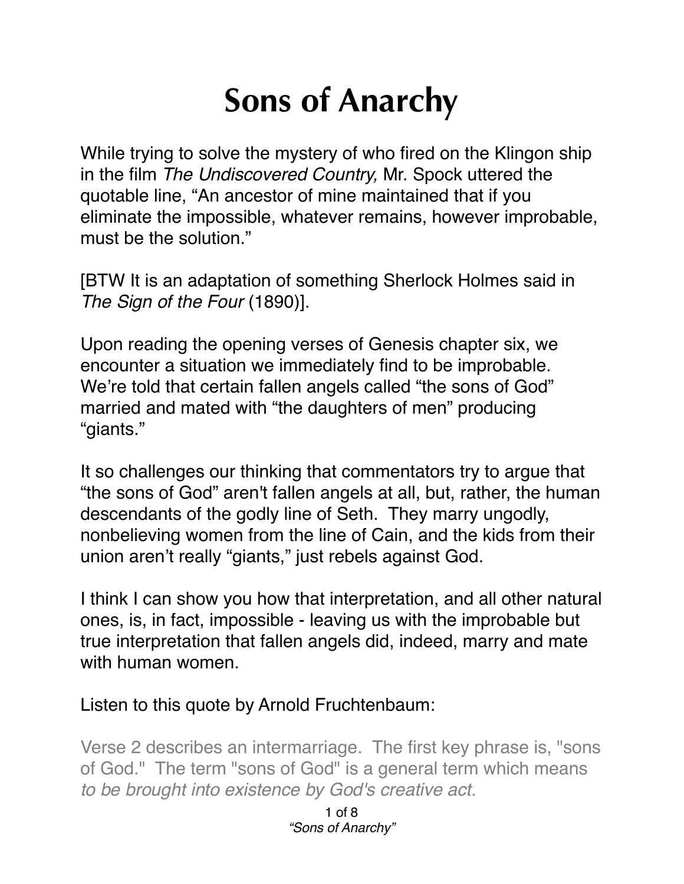# Sons of Anarchy

While trying to solve the mystery of who fired on the Klingon ship in the film *The Undiscovered Country,* Mr. Spock uttered the quotable line, “An ancestor of mine maintained that if you eliminate the impossible, whatever remains, however improbable, must be the solution.”

[BTW It is an adaptation of something Sherlock Holmes said in *The Sign of the Four* (1890)].

Upon reading the opening verses of Genesis chapter six, we encounter a situation we immediately find to be improbable. We’re told that certain fallen angels called “the sons of God” married and mated with “the daughters of men” producing “giants.”

It so challenges our thinking that commentators try to argue that “the sons of God” aren't fallen angels at all, but, rather, the human descendants of the godly line of Seth. They marry ungodly, nonbelieving women from the line of Cain, and the kids from their union aren’t really “giants,” just rebels against God.

I think I can show you how that interpretation, and all other natural ones, is, in fact, impossible - leaving us with the improbable but true interpretation that fallen angels did, indeed, marry and mate with human women.

Listen to this quote by Arnold Fruchtenbaum:

Verse 2 describes an intermarriage. The first key phrase is, "sons of God." The term "sons of God" is a general term which means *to be brought into existence by God's creative act.*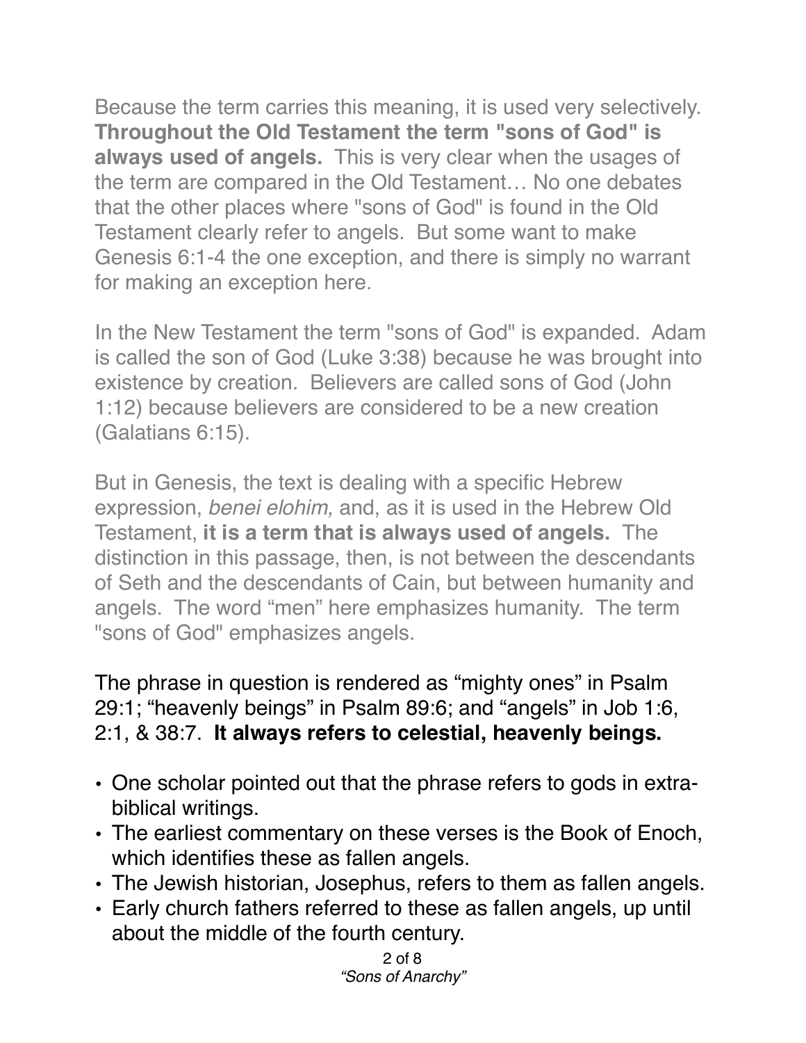Because the term carries this meaning, it is used very selectively. **Throughout the Old Testament the term "sons of God" is always used of angels.** This is very clear when the usages of the term are compared in the Old Testament… No one debates that the other places where "sons of God" is found in the Old Testament clearly refer to angels. But some want to make Genesis 6:1-4 the one exception, and there is simply no warrant for making an exception here.

In the New Testament the term "sons of God" is expanded. Adam is called the son of God (Luke 3:38) because he was brought into existence by creation. Believers are called sons of God (John 1:12) because believers are considered to be a new creation (Galatians 6:15).

But in Genesis, the text is dealing with a specific Hebrew expression, *benei elohim,* and, as it is used in the Hebrew Old Testament, **it is a term that is always used of angels.** The distinction in this passage, then, is not between the descendants of Seth and the descendants of Cain, but between humanity and angels. The word "men" here emphasizes humanity. The term "sons of God" emphasizes angels.

The phrase in question is rendered as "mighty ones" in Psalm 29:1; "heavenly beings" in Psalm 89:6; and "angels" in Job 1:6, 2:1, & 38:7. **It always refers to celestial, heavenly beings.**

- One scholar pointed out that the phrase refers to gods in extra-biblical writings.
- The earliest commentary on these verses is the Book of Enoch, which identifies these as fallen angels.
- The Jewish historian, Josephus, refers to them as fallen angels.
- Early church fathers referred to these as fallen angels, up until about the middle of the fourth century.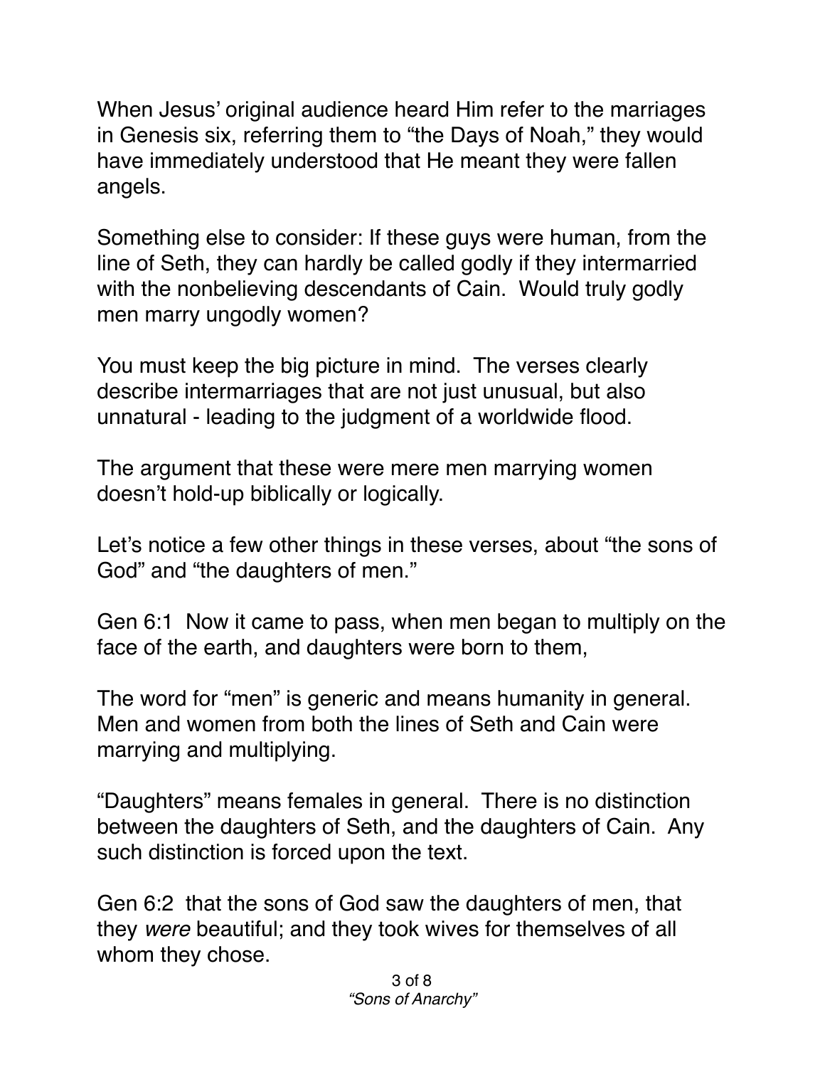When Jesus' original audience heard Him refer to the marriages in Genesis six, referring them to "the Days of Noah," they would have immediately understood that He meant they were fallen angels.

Something else to consider: If these guys were human, from the line of Seth, they can hardly be called godly if they intermarried with the nonbelieving descendants of Cain. Would truly godly men marry ungodly women?

You must keep the big picture in mind. The verses clearly describe intermarriages that are not just unusual, but also unnatural - leading to the judgment of a worldwide flood.

The argument that these were mere men marrying women doesn't hold-up biblically or logically.

Let's notice a few other things in these verses, about "the sons of God" and "the daughters of men."

Gen 6:1 Now it came to pass, when men began to multiply on the face of the earth, and daughters were born to them,

The word for "men" is generic and means humanity in general. Men and women from both the lines of Seth and Cain were marrying and multiplying.

"Daughters" means females in general. There is no distinction between the daughters of Seth, and the daughters of Cain. Any such distinction is forced upon the text.

Gen 6:2 that the sons of God saw the daughters of men, that they *were* beautiful; and they took wives for themselves of all whom they chose.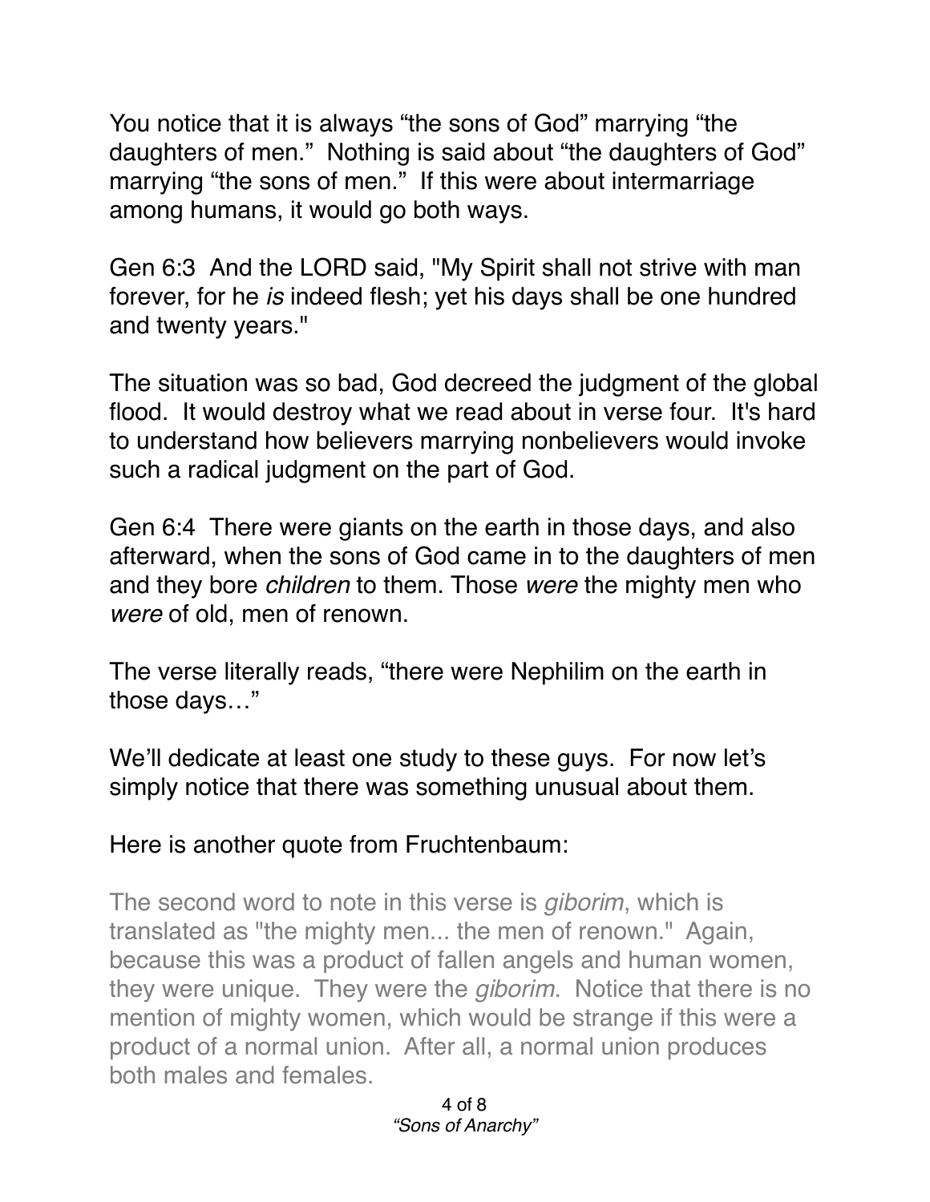You notice that it is always “the sons of God” marrying “the daughters of men.” Nothing is said about “the daughters of God” marrying “the sons of men.” If this were about intermarriage among humans, it would go both ways.

Gen 6:3 And the LORD said, "My Spirit shall not strive with man forever, for he *is* indeed flesh; yet his days shall be one hundred and twenty years."

The situation was so bad, God decreed the judgment of the global flood. It would destroy what we read about in verse four. It's hard to understand how believers marrying nonbelievers would invoke such a radical judgment on the part of God.

Gen 6:4 There were giants on the earth in those days, and also afterward, when the sons of God came in to the daughters of men and they bore *children* to them. Those *were* the mighty men who *were* of old, men of renown.

The verse literally reads, “there were Nephilim on the earth in those days…”

We’ll dedicate at least one study to these guys. For now let’s simply notice that there was something unusual about them.

Here is another quote from Fruchtenbaum:

> The second word to note in this verse is *giborim*, which is translated as "the mighty men... the men of renown." Again, because this was a product of fallen angels and human women, they were unique. They were the *giborim*. Notice that there is no mention of mighty women, which would be strange if this were a product of a normal union. After all, a normal union produces both males and females.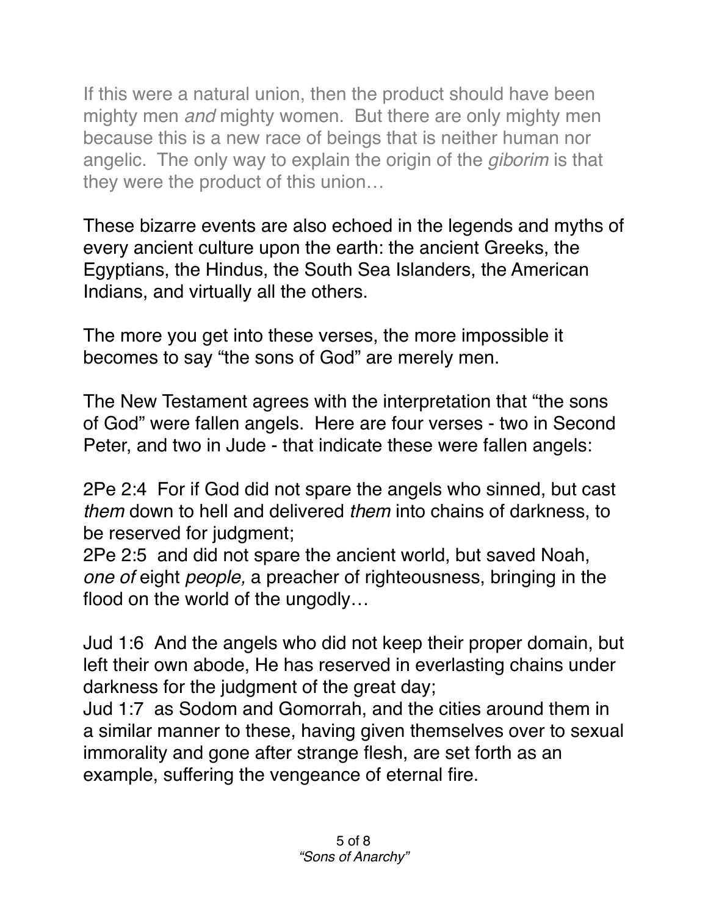If this were a natural union, then the product should have been mighty men *and* mighty women. But there are only mighty men because this is a new race of beings that is neither human nor angelic. The only way to explain the origin of the *giborim* is that they were the product of this union…

These bizarre events are also echoed in the legends and myths of every ancient culture upon the earth: the ancient Greeks, the Egyptians, the Hindus, the South Sea Islanders, the American Indians, and virtually all the others.

The more you get into these verses, the more impossible it becomes to say "the sons of God" are merely men.

The New Testament agrees with the interpretation that "the sons of God" were fallen angels. Here are four verses - two in Second Peter, and two in Jude - that indicate these were fallen angels:

2Pe 2:4 For if God did not spare the angels who sinned, but cast *them* down to hell and delivered *them* into chains of darkness, to be reserved for judgment;
2Pe 2:5 and did not spare the ancient world, but saved Noah, *one of* eight *people,* a preacher of righteousness, bringing in the flood on the world of the ungodly…

Jud 1:6 And the angels who did not keep their proper domain, but left their own abode, He has reserved in everlasting chains under darkness for the judgment of the great day;
Jud 1:7 as Sodom and Gomorrah, and the cities around them in a similar manner to these, having given themselves over to sexual immorality and gone after strange flesh, are set forth as an example, suffering the vengeance of eternal fire.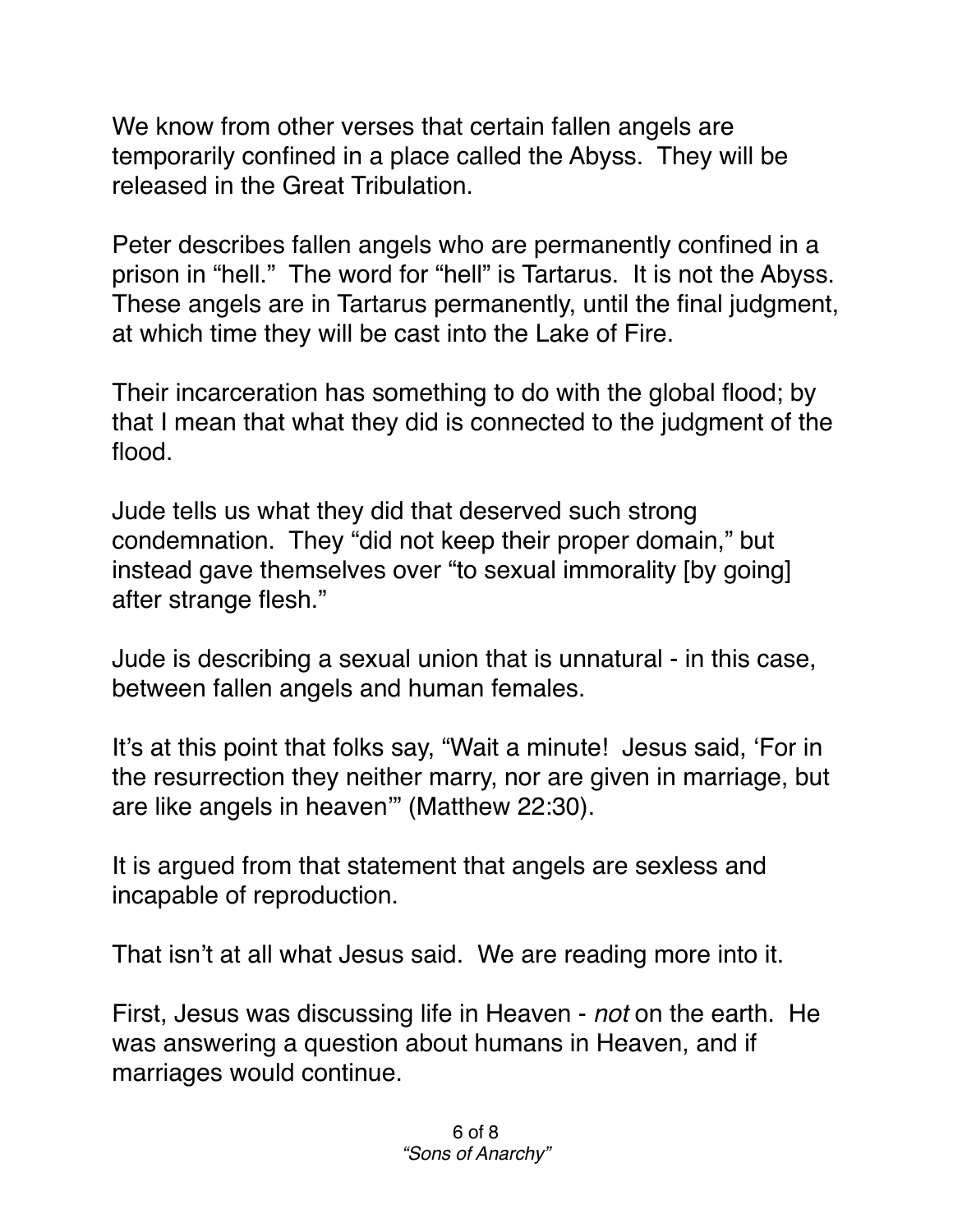We know from other verses that certain fallen angels are temporarily confined in a place called the Abyss. They will be released in the Great Tribulation.

Peter describes fallen angels who are permanently confined in a prison in "hell." The word for "hell" is Tartarus. It is not the Abyss. These angels are in Tartarus permanently, until the final judgment, at which time they will be cast into the Lake of Fire.

Their incarceration has something to do with the global flood; by that I mean that what they did is connected to the judgment of the flood.

Jude tells us what they did that deserved such strong condemnation. They "did not keep their proper domain," but instead gave themselves over "to sexual immorality [by going] after strange flesh."

Jude is describing a sexual union that is unnatural - in this case, between fallen angels and human females.

It's at this point that folks say, "Wait a minute! Jesus said, 'For in the resurrection they neither marry, nor are given in marriage, but are like angels in heaven'" (Matthew 22:30).

It is argued from that statement that angels are sexless and incapable of reproduction.

That isn't at all what Jesus said. We are reading more into it.

First, Jesus was discussing life in Heaven - *not* on the earth. He was answering a question about humans in Heaven, and if marriages would continue.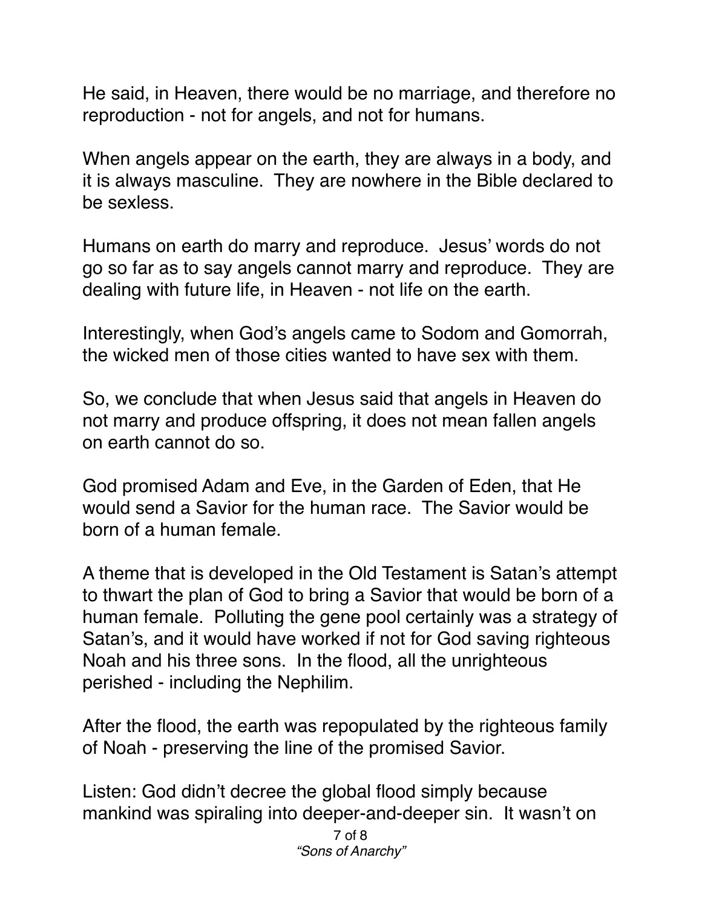He said, in Heaven, there would be no marriage, and therefore no reproduction - not for angels, and not for humans.

When angels appear on the earth, they are always in a body, and it is always masculine. They are nowhere in the Bible declared to be sexless.

Humans on earth do marry and reproduce. Jesus' words do not go so far as to say angels cannot marry and reproduce. They are dealing with future life, in Heaven - not life on the earth.

Interestingly, when God's angels came to Sodom and Gomorrah, the wicked men of those cities wanted to have sex with them.

So, we conclude that when Jesus said that angels in Heaven do not marry and produce offspring, it does not mean fallen angels on earth cannot do so.

God promised Adam and Eve, in the Garden of Eden, that He would send a Savior for the human race. The Savior would be born of a human female.

A theme that is developed in the Old Testament is Satan's attempt to thwart the plan of God to bring a Savior that would be born of a human female. Polluting the gene pool certainly was a strategy of Satan's, and it would have worked if not for God saving righteous Noah and his three sons. In the flood, all the unrighteous perished - including the Nephilim.

After the flood, the earth was repopulated by the righteous family of Noah - preserving the line of the promised Savior.

Listen: God didn't decree the global flood simply because mankind was spiraling into deeper-and-deeper sin. It wasn't on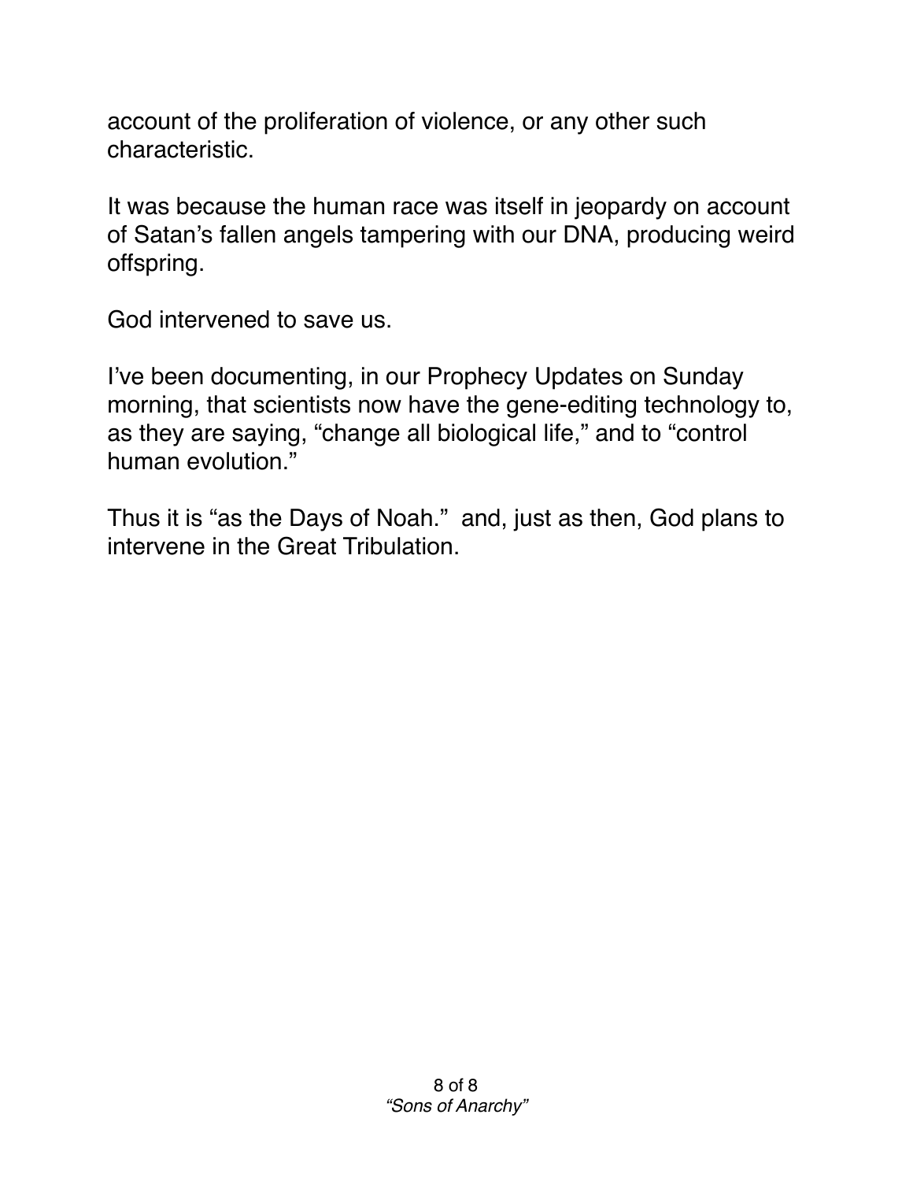account of the proliferation of violence, or any other such characteristic.

It was because the human race was itself in jeopardy on account of Satan's fallen angels tampering with our DNA, producing weird offspring.

God intervened to save us.

I've been documenting, in our Prophecy Updates on Sunday morning, that scientists now have the gene-editing technology to, as they are saying, "change all biological life," and to "control human evolution."

Thus it is "as the Days of Noah." and, just as then, God plans to intervene in the Great Tribulation.